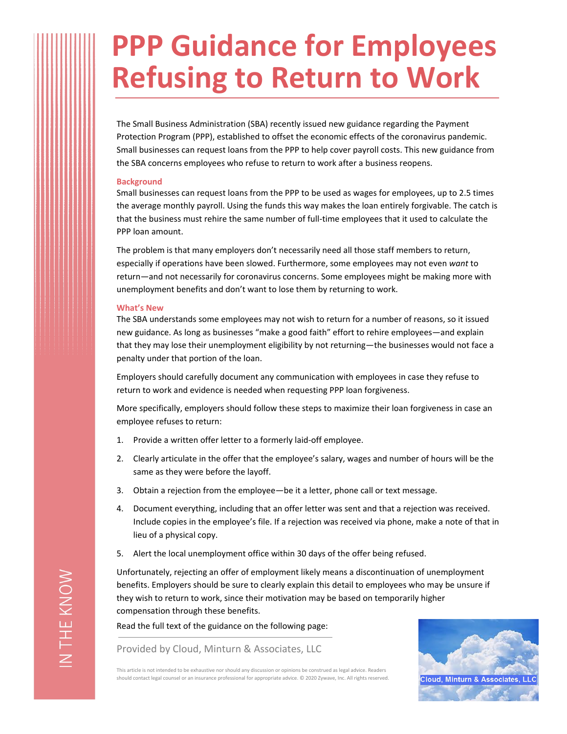# PPP Guidance for Employees Refusing to Return to Work

The Small Business Administration (SBA) recently issued new guidance regarding the Payment Protection Program (PPP), established to offset the economic effects of the coronavirus pandemic. Small businesses can request loans from the PPP to help cover payroll costs. This new guidance from the SBA concerns employees who refuse to return to work after a business reopens.

## Background

Small businesses can request loans from the PPP to be used as wages for employees, up to 2.5 times the average monthly payroll. Using the funds this way makes the loan entirely forgivable. The catch is that the business must rehire the same number of full-time employees that it used to calculate the PPP loan amount.

The problem is that many employers don't necessarily need all those staff members to return, especially if operations have been slowed. Furthermore, some employees may not even *want* to return—and not necessarily for coronavirus concerns. Some employees might be making more with unemployment benefits and don't want to lose them by returning to work.

## What's New

The SBA understands some employees may not wish to return for a number of reasons, so it issued new guidance. As long as businesses "make a good faith" effort to rehire employees—and explain that they may lose their unemployment eligibility by not returning—the businesses would not face a penalty under that portion of the loan.

Employers should carefully document any communication with employees in case they refuse to return to work and evidence is needed when requesting PPP loan forgiveness.

More specifically, employers should follow these steps to maximize their loan forgiveness in case an employee refuses to return:

1. Provide a written offer letter to a formerly laid-off employee.
2. Clearly articulate in the offer that the employee's salary, wages and number of hours will be the same as they were before the layoff.
3. Obtain a rejection from the employee—be it a letter, phone call or text message.
4. Document everything, including that an offer letter was sent and that a rejection was received. Include copies in the employee's file. If a rejection was received via phone, make a note of that in lieu of a physical copy.
5. Alert the local unemployment office within 30 days of the offer being refused.

Unfortunately, rejecting an offer of employment likely means a discontinuation of unemployment benefits. Employers should be sure to clearly explain this detail to employees who may be unsure if they wish to return to work, since their motivation may be based on temporarily higher compensation through these benefits.

Read the full text of the guidance on the following page:

Provided by Cloud, Minturn & Associates, LLC

This article is not intended to be exhaustive nor should any discussion or opinions be construed as legal advice. Readers should contact legal counsel or an insurance professional for appropriate advice. © 2020 Zywave, Inc. All rights reserved.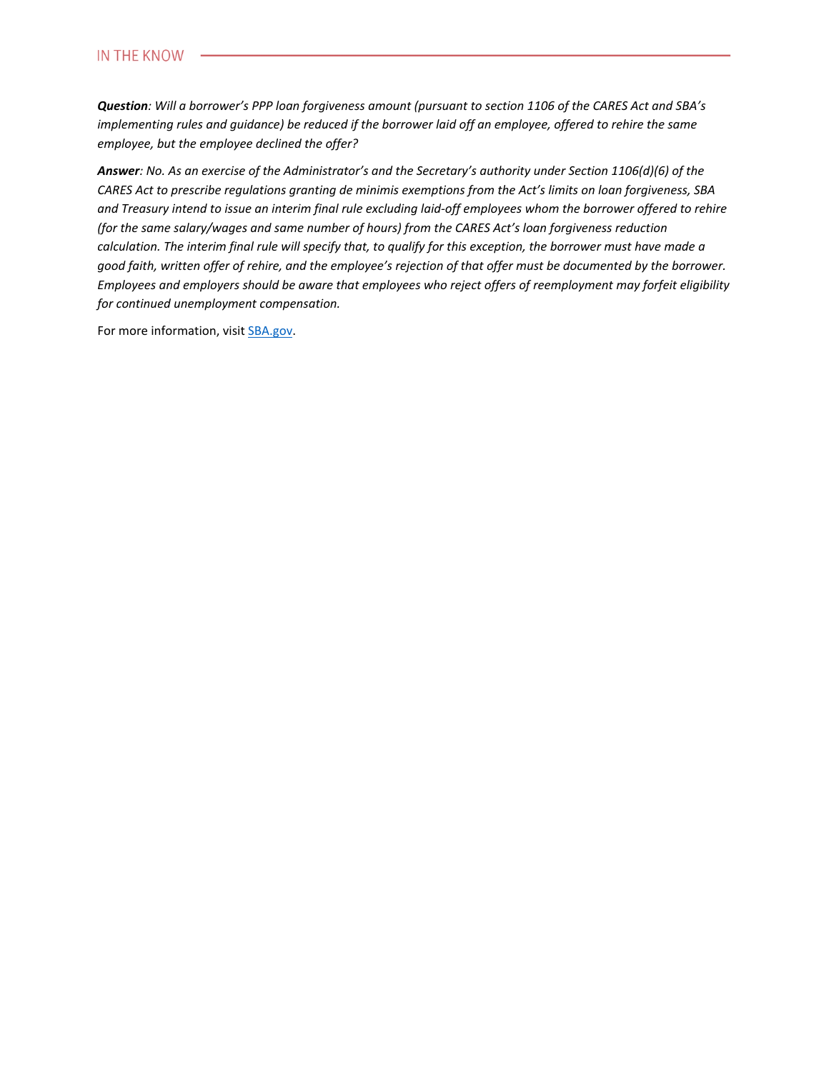***Question**: Will a borrower's PPP loan forgiveness amount (pursuant to section 1106 of the CARES Act and SBA's implementing rules and guidance) be reduced if the borrower laid off an employee, offered to rehire the same employee, but the employee declined the offer?*

***Answer**: No. As an exercise of the Administrator's and the Secretary's authority under Section 1106(d)(6) of the CARES Act to prescribe regulations granting de minimis exemptions from the Act's limits on loan forgiveness, SBA and Treasury intend to issue an interim final rule excluding laid-off employees whom the borrower offered to rehire (for the same salary/wages and same number of hours) from the CARES Act's loan forgiveness reduction calculation. The interim final rule will specify that, to qualify for this exception, the borrower must have made a good faith, written offer of rehire, and the employee's rejection of that offer must be documented by the borrower. Employees and employers should be aware that employees who reject offers of reemployment may forfeit eligibility for continued unemployment compensation.*

For more information, visit [SBA.gov](SBA.gov).